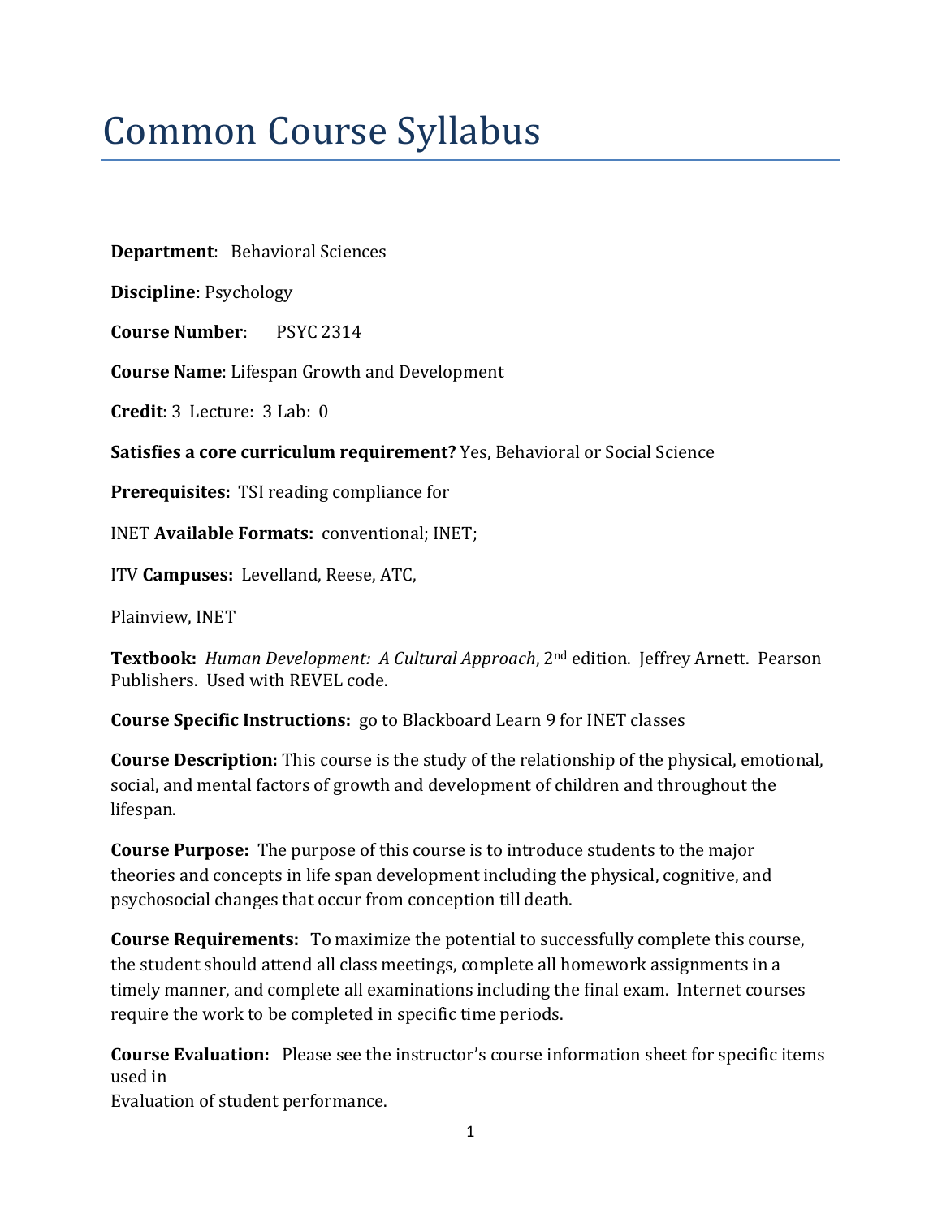# Common Course Syllabus

**Department**: Behavioral Sciences

**Discipline**: Psychology

**Course Number**: PSYC 2314

**Course Name**: Lifespan Growth and Development

**Credit**: 3 Lecture: 3 Lab: 0

**Satisfies a core curriculum requirement?** Yes, Behavioral or Social Science

**Prerequisites:** TSI reading compliance for

INET **Available Formats:** conventional; INET;

ITV **Campuses:** Levelland, Reese, ATC,

Plainview, INET

**Textbook:** *Human Development: A Cultural Approach*, 2nd edition. Jeffrey Arnett. Pearson Publishers. Used with REVEL code.

**Course Specific Instructions:** go to Blackboard Learn 9 for INET classes

**Course Description:** This course is the study of the relationship of the physical, emotional, social, and mental factors of growth and development of children and throughout the lifespan.

**Course Purpose:** The purpose of this course is to introduce students to the major theories and concepts in life span development including the physical, cognitive, and psychosocial changes that occur from conception till death.

**Course Requirements:** To maximize the potential to successfully complete this course, the student should attend all class meetings, complete all homework assignments in a timely manner, and complete all examinations including the final exam. Internet courses require the work to be completed in specific time periods.

**Course Evaluation:** Please see the instructor's course information sheet for specific items used in
Evaluation of student performance.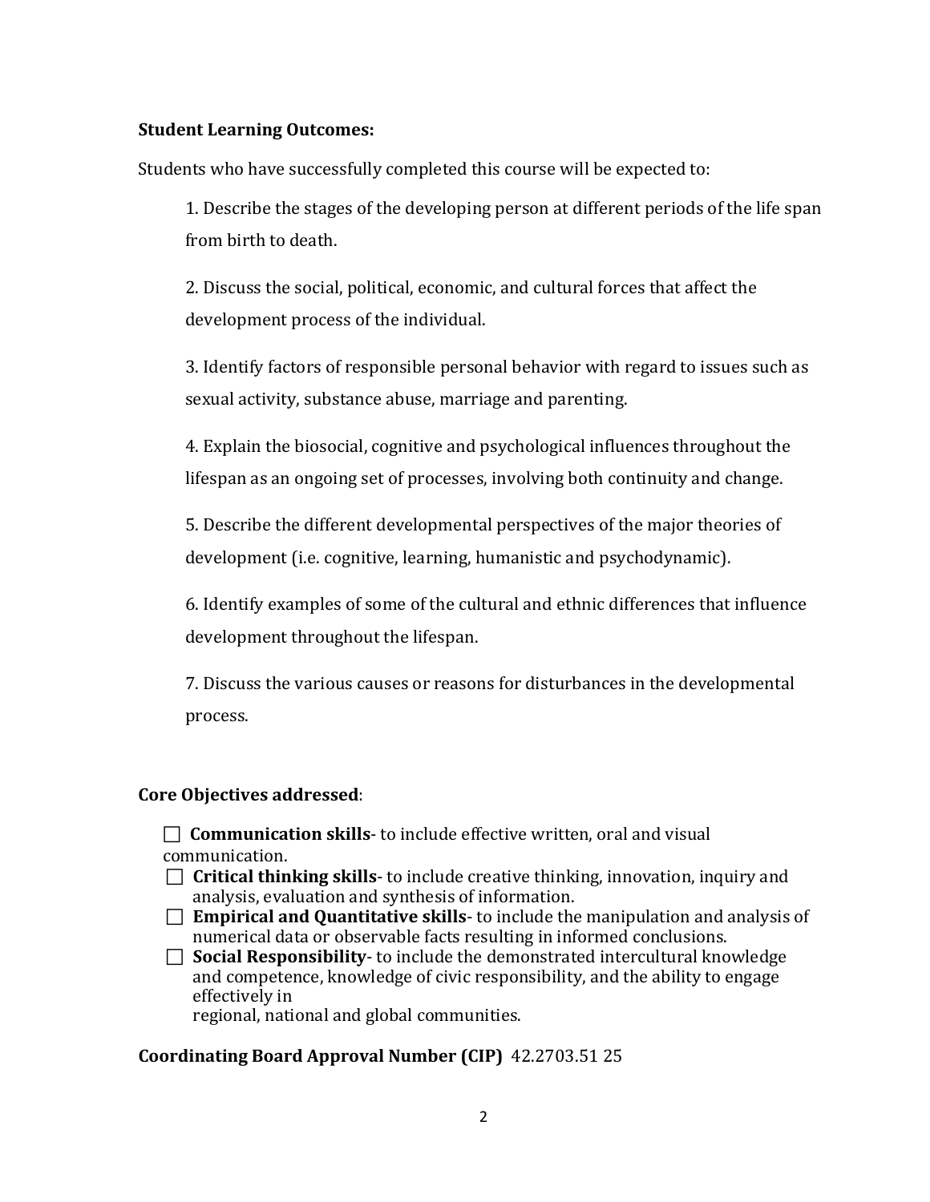**Student Learning Outcomes:**

Students who have successfully completed this course will be expected to:

1. Describe the stages of the developing person at different periods of the life span from birth to death.

2. Discuss the social, political, economic, and cultural forces that affect the development process of the individual.

3. Identify factors of responsible personal behavior with regard to issues such as sexual activity, substance abuse, marriage and parenting.

4. Explain the biosocial, cognitive and psychological influences throughout the lifespan as an ongoing set of processes, involving both continuity and change.

5. Describe the different developmental perspectives of the major theories of development (i.e. cognitive, learning, humanistic and psychodynamic).

6. Identify examples of some of the cultural and ethnic differences that influence development throughout the lifespan.

7. Discuss the various causes or reasons for disturbances in the developmental process.

**Core Objectives addressed**:

- ☐ **Communication skills**- to include effective written, oral and visual communication.
- ☐ **Critical thinking skills**- to include creative thinking, innovation, inquiry and analysis, evaluation and synthesis of information.
- ☐ **Empirical and Quantitative skills**- to include the manipulation and analysis of numerical data or observable facts resulting in informed conclusions.
- ☐ **Social Responsibility**- to include the demonstrated intercultural knowledge and competence, knowledge of civic responsibility, and the ability to engage effectively in regional, national and global communities.

**Coordinating Board Approval Number (CIP)** 42.2703.51 25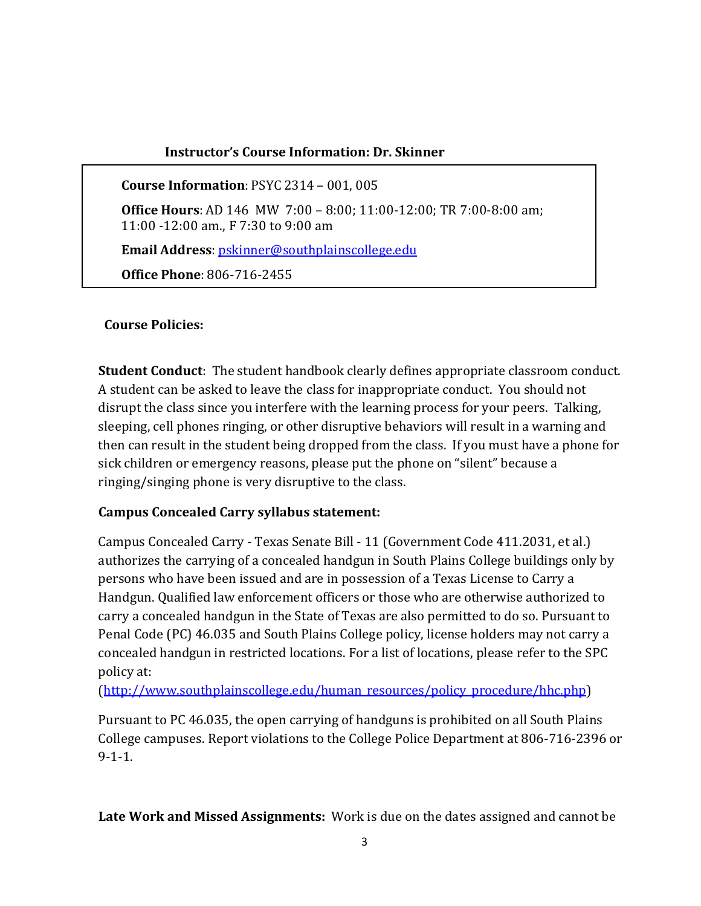**Instructor's Course Information: Dr. Skinner**

**Course Information**: PSYC 2314 – 001, 005

**Office Hours**: AD 146 MW 7:00 – 8:00; 11:00-12:00; TR 7:00-8:00 am; 11:00 -12:00 am., F 7:30 to 9:00 am

**Email Address**: pskinner@southplainscollege.edu

**Office Phone**: 806-716-2455

**Course Policies:**

**Student Conduct**: The student handbook clearly defines appropriate classroom conduct. A student can be asked to leave the class for inappropriate conduct. You should not disrupt the class since you interfere with the learning process for your peers. Talking, sleeping, cell phones ringing, or other disruptive behaviors will result in a warning and then can result in the student being dropped from the class. If you must have a phone for sick children or emergency reasons, please put the phone on "silent" because a ringing/singing phone is very disruptive to the class.

**Campus Concealed Carry syllabus statement:**

Campus Concealed Carry - Texas Senate Bill - 11 (Government Code 411.2031, et al.) authorizes the carrying of a concealed handgun in South Plains College buildings only by persons who have been issued and are in possession of a Texas License to Carry a Handgun. Qualified law enforcement officers or those who are otherwise authorized to carry a concealed handgun in the State of Texas are also permitted to do so. Pursuant to Penal Code (PC) 46.035 and South Plains College policy, license holders may not carry a concealed handgun in restricted locations. For a list of locations, please refer to the SPC policy at:
(http://www.southplainscollege.edu/human_resources/policy_procedure/hhc.php)

Pursuant to PC 46.035, the open carrying of handguns is prohibited on all South Plains College campuses. Report violations to the College Police Department at 806-716-2396 or 9-1-1.

**Late Work and Missed Assignments:** Work is due on the dates assigned and cannot be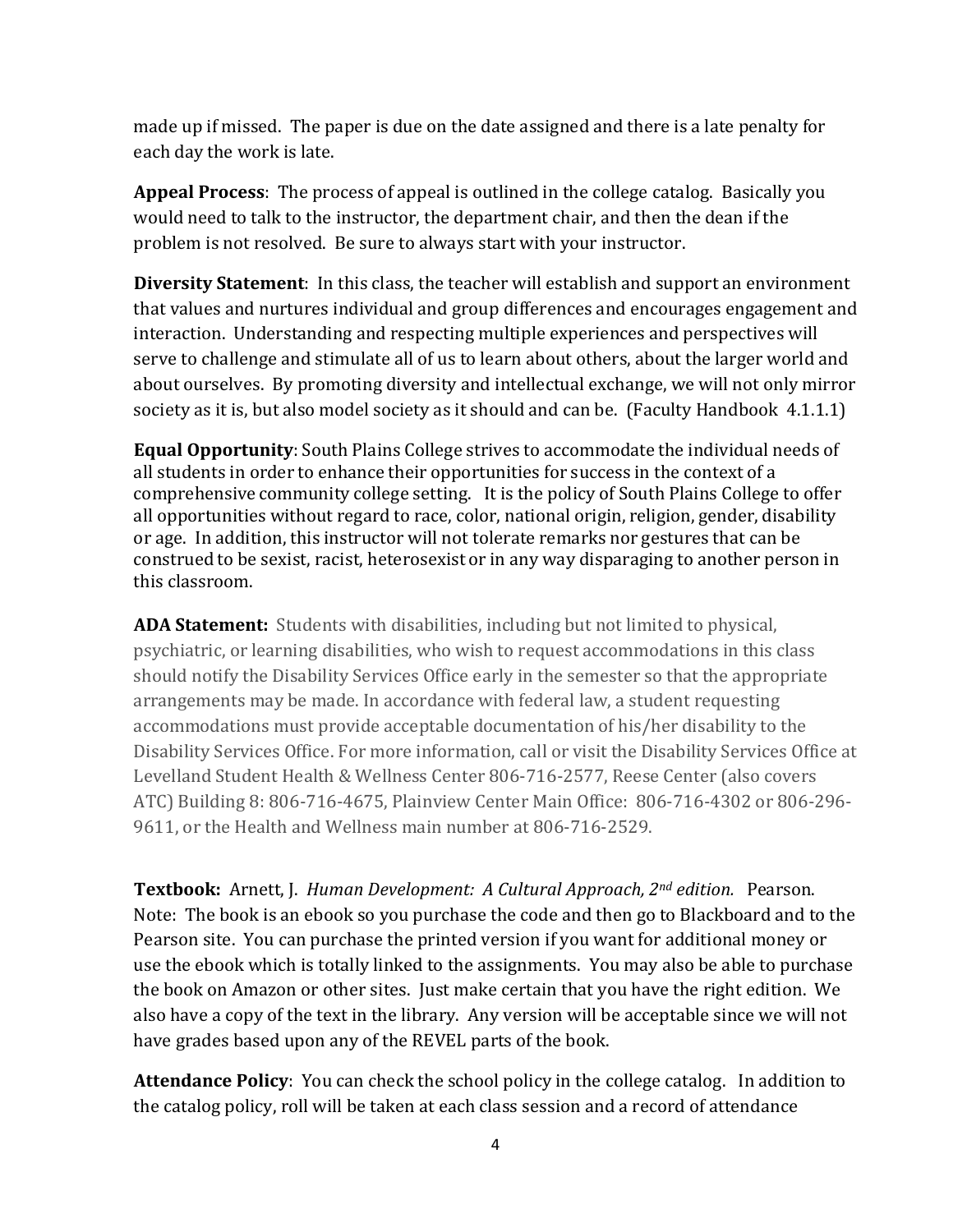made up if missed. The paper is due on the date assigned and there is a late penalty for each day the work is late.

**Appeal Process**: The process of appeal is outlined in the college catalog. Basically you would need to talk to the instructor, the department chair, and then the dean if the problem is not resolved. Be sure to always start with your instructor.

**Diversity Statement**: In this class, the teacher will establish and support an environment that values and nurtures individual and group differences and encourages engagement and interaction. Understanding and respecting multiple experiences and perspectives will serve to challenge and stimulate all of us to learn about others, about the larger world and about ourselves. By promoting diversity and intellectual exchange, we will not only mirror society as it is, but also model society as it should and can be. (Faculty Handbook 4.1.1.1)

**Equal Opportunity**: South Plains College strives to accommodate the individual needs of all students in order to enhance their opportunities for success in the context of a comprehensive community college setting. It is the policy of South Plains College to offer all opportunities without regard to race, color, national origin, religion, gender, disability or age. In addition, this instructor will not tolerate remarks nor gestures that can be construed to be sexist, racist, heterosexist or in any way disparaging to another person in this classroom.

**ADA Statement:** Students with disabilities, including but not limited to physical, psychiatric, or learning disabilities, who wish to request accommodations in this class should notify the Disability Services Office early in the semester so that the appropriate arrangements may be made. In accordance with federal law, a student requesting accommodations must provide acceptable documentation of his/her disability to the Disability Services Office. For more information, call or visit the Disability Services Office at Levelland Student Health & Wellness Center 806-716-2577, Reese Center (also covers ATC) Building 8: 806-716-4675, Plainview Center Main Office: 806-716-4302 or 806-296-9611, or the Health and Wellness main number at 806-716-2529.

**Textbook:** Arnett, J. *Human Development: A Cultural Approach, 2nd edition.* Pearson. Note: The book is an ebook so you purchase the code and then go to Blackboard and to the Pearson site. You can purchase the printed version if you want for additional money or use the ebook which is totally linked to the assignments. You may also be able to purchase the book on Amazon or other sites. Just make certain that you have the right edition. We also have a copy of the text in the library. Any version will be acceptable since we will not have grades based upon any of the REVEL parts of the book.

**Attendance Policy**: You can check the school policy in the college catalog. In addition to the catalog policy, roll will be taken at each class session and a record of attendance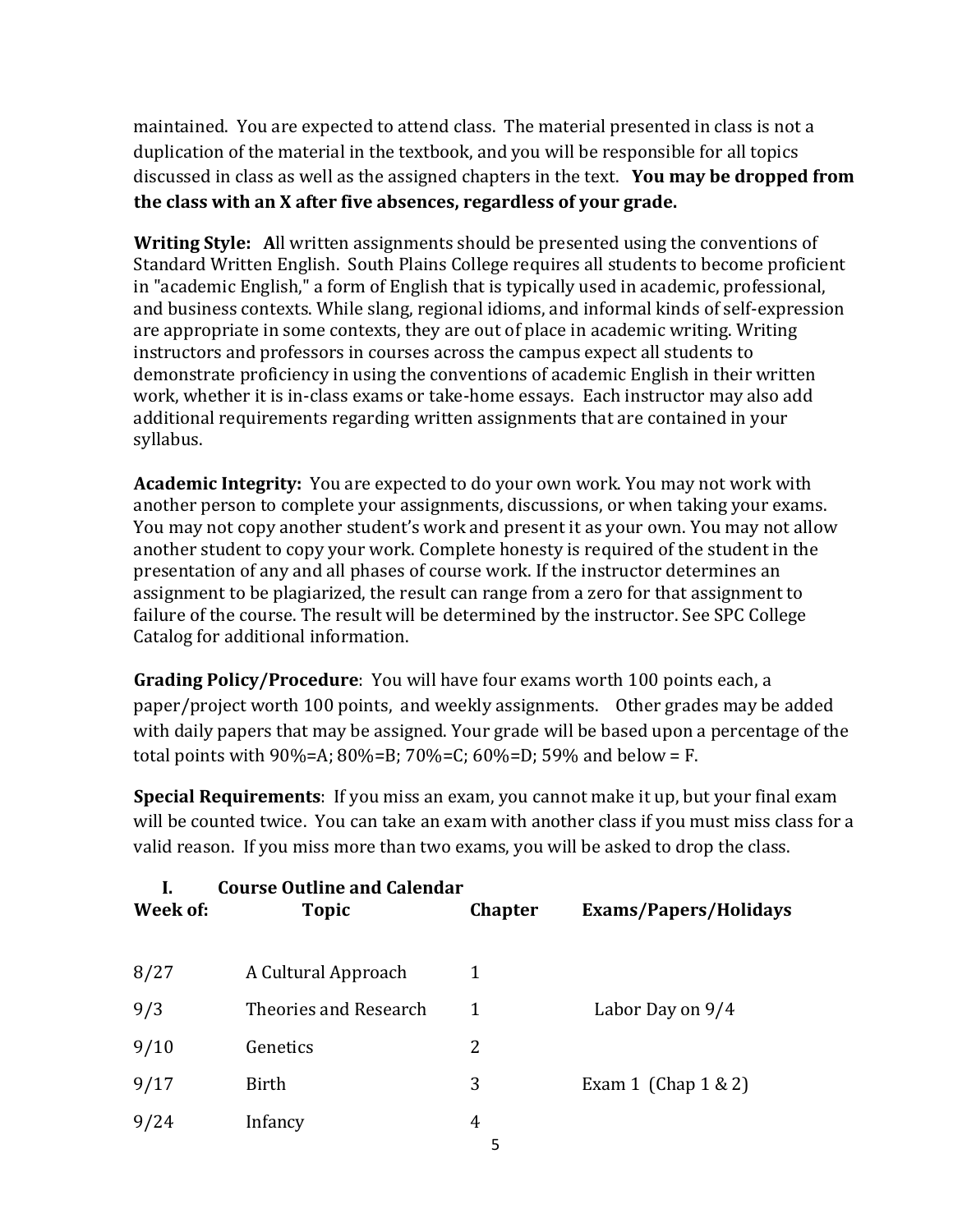maintained. You are expected to attend class. The material presented in class is not a duplication of the material in the textbook, and you will be responsible for all topics discussed in class as well as the assigned chapters in the text. **You may be dropped from the class with an X after five absences, regardless of your grade.**

**Writing Style:** **A**ll written assignments should be presented using the conventions of Standard Written English. South Plains College requires all students to become proficient in "academic English," a form of English that is typically used in academic, professional, and business contexts. While slang, regional idioms, and informal kinds of self-expression are appropriate in some contexts, they are out of place in academic writing. Writing instructors and professors in courses across the campus expect all students to demonstrate proficiency in using the conventions of academic English in their written work, whether it is in-class exams or take-home essays. Each instructor may also add additional requirements regarding written assignments that are contained in your syllabus.

**Academic Integrity:** You are expected to do your own work. You may not work with another person to complete your assignments, discussions, or when taking your exams. You may not copy another student's work and present it as your own. You may not allow another student to copy your work. Complete honesty is required of the student in the presentation of any and all phases of course work. If the instructor determines an assignment to be plagiarized, the result can range from a zero for that assignment to failure of the course. The result will be determined by the instructor. See SPC College Catalog for additional information.

**Grading Policy/Procedure**: You will have four exams worth 100 points each, a paper/project worth 100 points, and weekly assignments. Other grades may be added with daily papers that may be assigned. Your grade will be based upon a percentage of the total points with 90%=A; 80%=B; 70%=C; 60%=D; 59% and below = F.

**Special Requirements**: If you miss an exam, you cannot make it up, but your final exam will be counted twice. You can take an exam with another class if you must miss class for a valid reason. If you miss more than two exams, you will be asked to drop the class.

## I. Course Outline and Calendar

| Week of: | Topic | Chapter | Exams/Papers/Holidays |
|---|---|---|---|
| 8/27 | A Cultural Approach | 1 | |
| 9/3 | Theories and Research | 1 | Labor Day on 9/4 |
| 9/10 | Genetics | 2 | |
| 9/17 | Birth | 3 | Exam 1 (Chap 1 & 2) |
| 9/24 | Infancy | 4 | |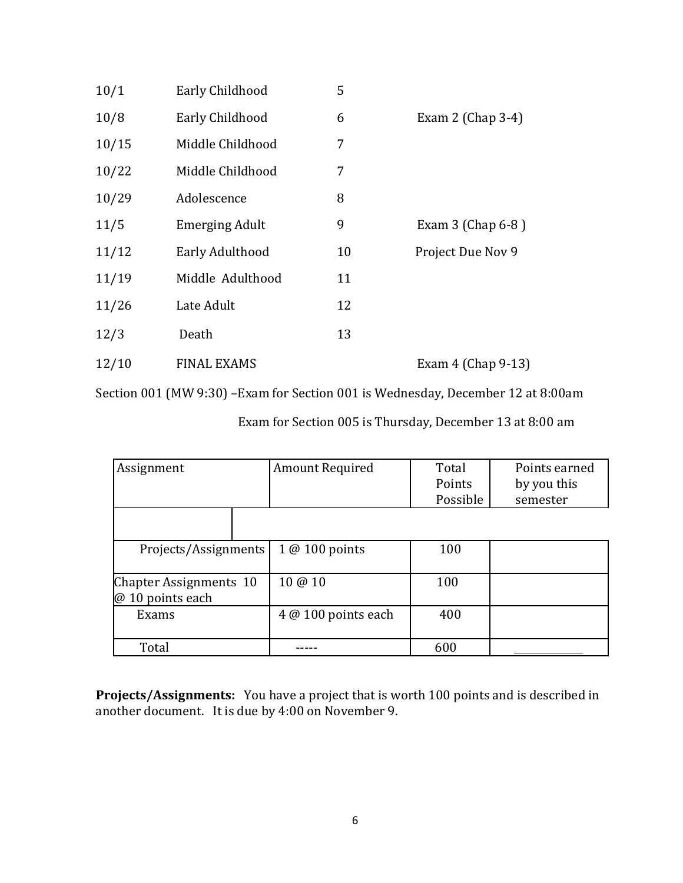| | | | |
|---|---|---|---|
| 10/1 | Early Childhood | 5 | |
| 10/8 | Early Childhood | 6 | Exam 2 (Chap 3-4) |
| 10/15 | Middle Childhood | 7 | |
| 10/22 | Middle Childhood | 7 | |
| 10/29 | Adolescence | 8 | |
| 11/5 | Emerging Adult | 9 | Exam 3 (Chap 6-8 ) |
| 11/12 | Early Adulthood | 10 | Project Due Nov 9 |
| 11/19 | Middle Adulthood | 11 | |
| 11/26 | Late Adult | 12 | |
| 12/3 | Death | 13 | |
| 12/10 | FINAL EXAMS | | Exam 4 (Chap 9-13) |

Section 001 (MW 9:30) –Exam for Section 001 is Wednesday, December 12 at 8:00am

Exam for Section 005 is Thursday, December 13 at 8:00 am

| Assignment | Amount Required | Total Points Possible | Points earned by you this semester |
|---|---|---|---|
| | | | |
| Projects/Assignments | 1 @ 100 points | 100 | |
| Chapter Assignments 10 @ 10 points each | 10 @ 10 | 100 | |
| Exams | 4 @ 100 points each | 400 | |
| Total | ----- | 600 | ________ |

**Projects/Assignments:** You have a project that is worth 100 points and is described in another document. It is due by 4:00 on November 9.